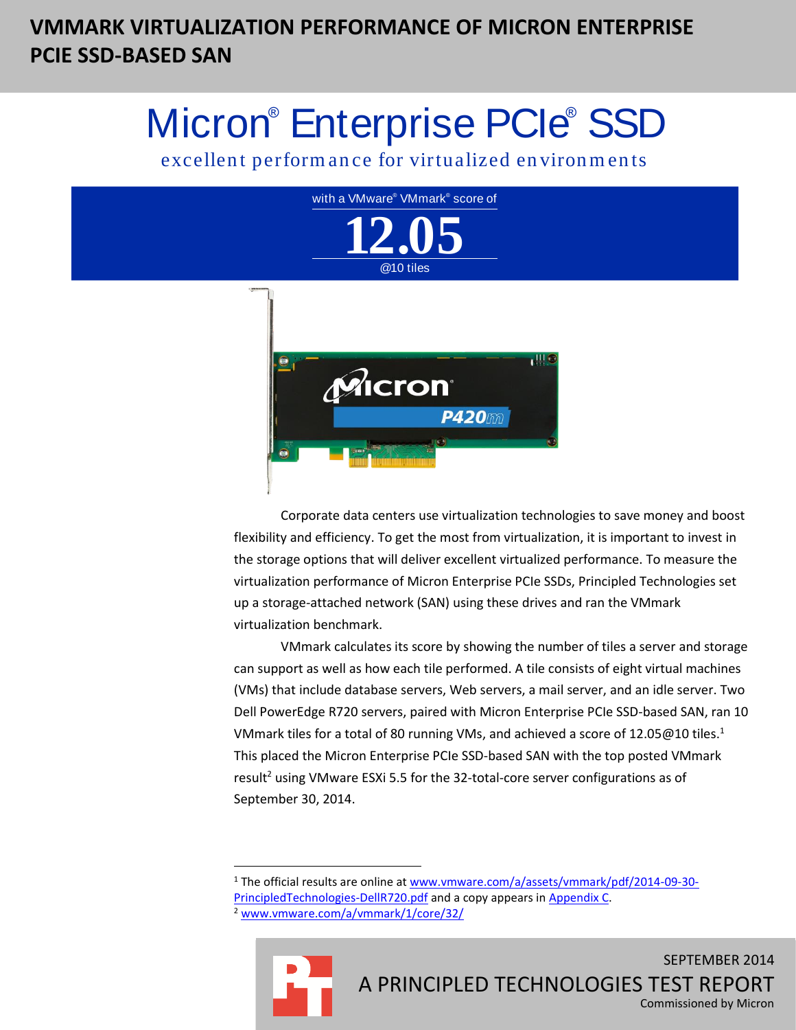# VMMARK VIRTUALIZATION PERFORMANCE OF MICRON ENTERPRISE PCIE SSD-BASED SAN

## Micron® Enterprise PCIe® SSD

excellent performance for virtualized environments

with a VMware® VMmark® score of

**12.05**

@10 tiles

Corporate data centers use virtualization technologies to save money and boost flexibility and efficiency. To get the most from virtualization, it is important to invest in the storage options that will deliver excellent virtualized performance. To measure the virtualization performance of Micron Enterprise PCIe SSDs, Principled Technologies set up a storage-attached network (SAN) using these drives and ran the VMmark virtualization benchmark.

VMmark calculates its score by showing the number of tiles a server and storage can support as well as how each tile performed. A tile consists of eight virtual machines (VMs) that include database servers, Web servers, a mail server, and an idle server. Two Dell PowerEdge R720 servers, paired with Micron Enterprise PCIe SSD-based SAN, ran 10 VMmark tiles for a total of 80 running VMs, and achieved a score of 12.05@10 tiles.[1] This placed the Micron Enterprise PCIe SSD-based SAN with the top posted VMmark result[2] using VMware ESXi 5.5 for the 32-total-core server configurations as of September 30, 2014.

[1] The official results are online at www.vmware.com/a/assets/vmmark/pdf/2014-09-30-PrincipledTechnologies-DellR720.pdf and a copy appears in Appendix C.

[2] www.vmware.com/a/vmmark/1/core/32/

SEPTEMBER 2014

A PRINCIPLED TECHNOLOGIES TEST REPORT

Commissioned by Micron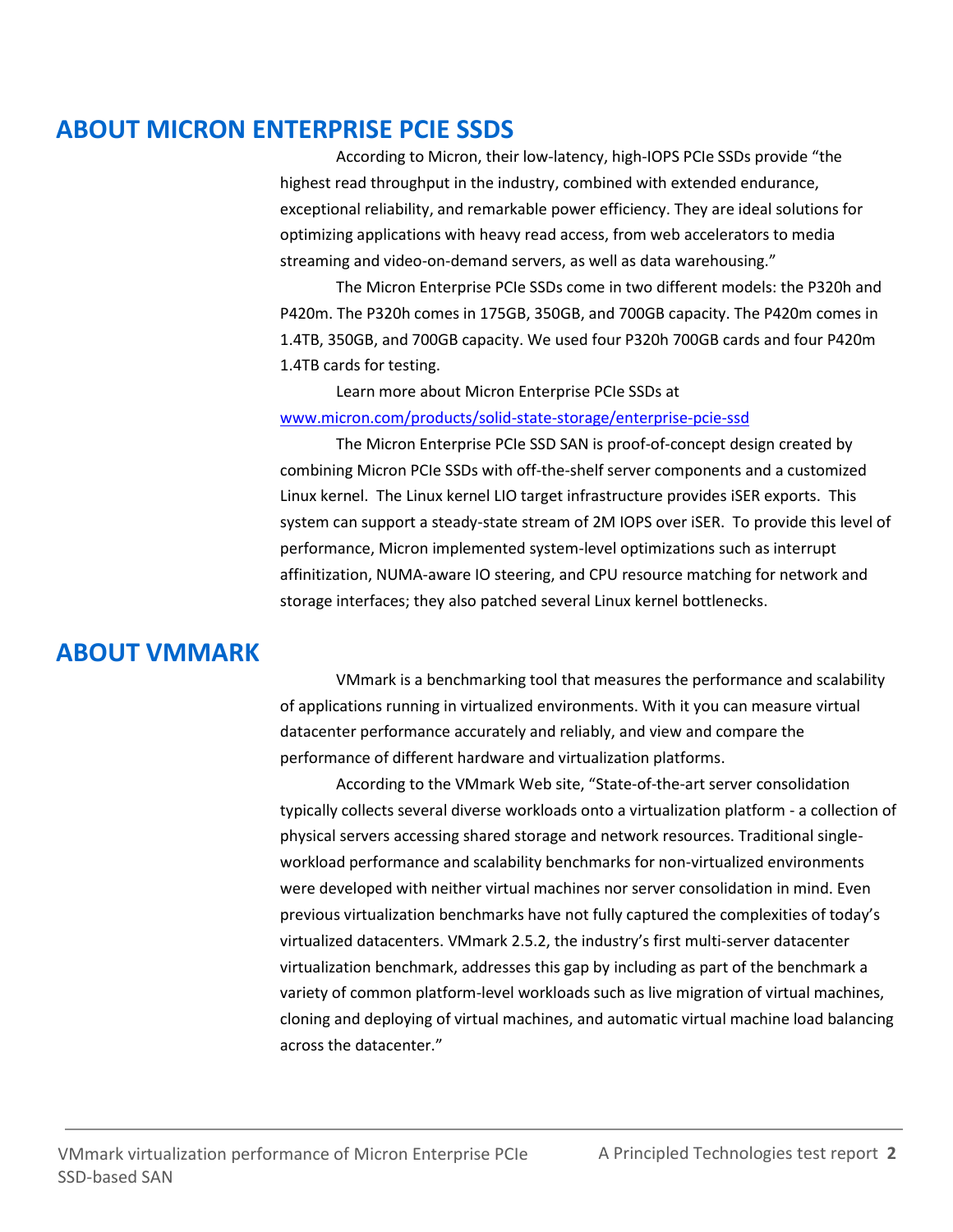## ABOUT MICRON ENTERPRISE PCIE SSDS

According to Micron, their low-latency, high-IOPS PCIe SSDs provide "the highest read throughput in the industry, combined with extended endurance, exceptional reliability, and remarkable power efficiency. They are ideal solutions for optimizing applications with heavy read access, from web accelerators to media streaming and video-on-demand servers, as well as data warehousing."

The Micron Enterprise PCIe SSDs come in two different models: the P320h and P420m. The P320h comes in 175GB, 350GB, and 700GB capacity. The P420m comes in 1.4TB, 350GB, and 700GB capacity. We used four P320h 700GB cards and four P420m 1.4TB cards for testing.

Learn more about Micron Enterprise PCIe SSDs at [www.micron.com/products/solid-state-storage/enterprise-pcie-ssd](http://www.micron.com/products/solid-state-storage/enterprise-pcie-ssd)

The Micron Enterprise PCIe SSD SAN is proof-of-concept design created by combining Micron PCIe SSDs with off-the-shelf server components and a customized Linux kernel. The Linux kernel LIO target infrastructure provides iSER exports. This system can support a steady-state stream of 2M IOPS over iSER. To provide this level of performance, Micron implemented system-level optimizations such as interrupt affinitization, NUMA-aware IO steering, and CPU resource matching for network and storage interfaces; they also patched several Linux kernel bottlenecks.

## ABOUT VMMARK

VMmark is a benchmarking tool that measures the performance and scalability of applications running in virtualized environments. With it you can measure virtual datacenter performance accurately and reliably, and view and compare the performance of different hardware and virtualization platforms.

According to the VMmark Web site, "State-of-the-art server consolidation typically collects several diverse workloads onto a virtualization platform - a collection of physical servers accessing shared storage and network resources. Traditional single-workload performance and scalability benchmarks for non-virtualized environments were developed with neither virtual machines nor server consolidation in mind. Even previous virtualization benchmarks have not fully captured the complexities of today's virtualized datacenters. VMmark 2.5.2, the industry's first multi-server datacenter virtualization benchmark, addresses this gap by including as part of the benchmark a variety of common platform-level workloads such as live migration of virtual machines, cloning and deploying of virtual machines, and automatic virtual machine load balancing across the datacenter."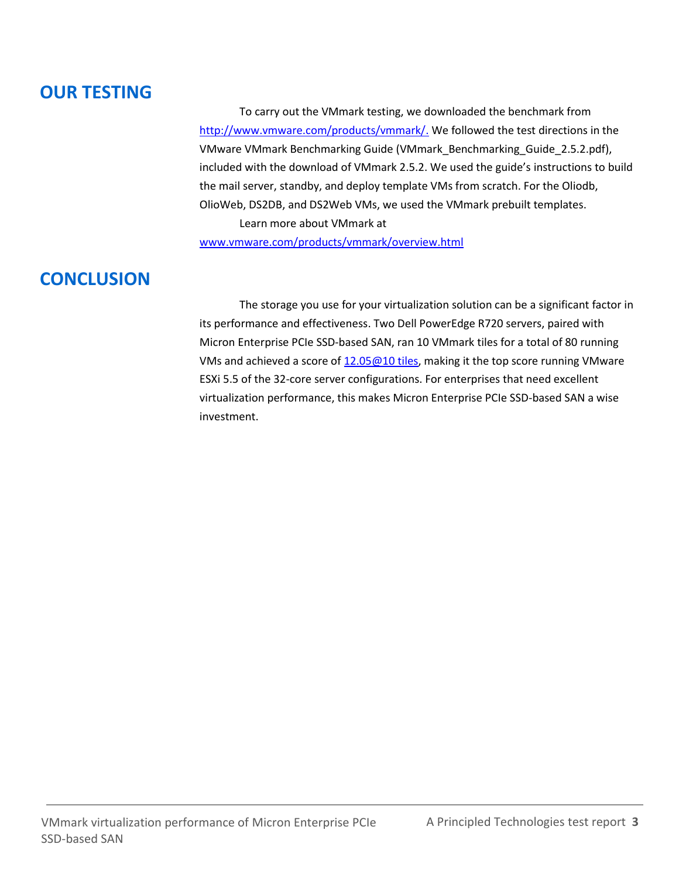## OUR TESTING

To carry out the VMmark testing, we downloaded the benchmark from http://www.vmware.com/products/vmmark/. We followed the test directions in the VMware VMmark Benchmarking Guide (VMmark_Benchmarking_Guide_2.5.2.pdf), included with the download of VMmark 2.5.2. We used the guide's instructions to build the mail server, standby, and deploy template VMs from scratch. For the Oliodb, OlioWeb, DS2DB, and DS2Web VMs, we used the VMmark prebuilt templates.

Learn more about VMmark at www.vmware.com/products/vmmark/overview.html

## CONCLUSION

The storage you use for your virtualization solution can be a significant factor in its performance and effectiveness. Two Dell PowerEdge R720 servers, paired with Micron Enterprise PCIe SSD-based SAN, ran 10 VMmark tiles for a total of 80 running VMs and achieved a score of 12.05@10 tiles, making it the top score running VMware ESXi 5.5 of the 32-core server configurations. For enterprises that need excellent virtualization performance, this makes Micron Enterprise PCIe SSD-based SAN a wise investment.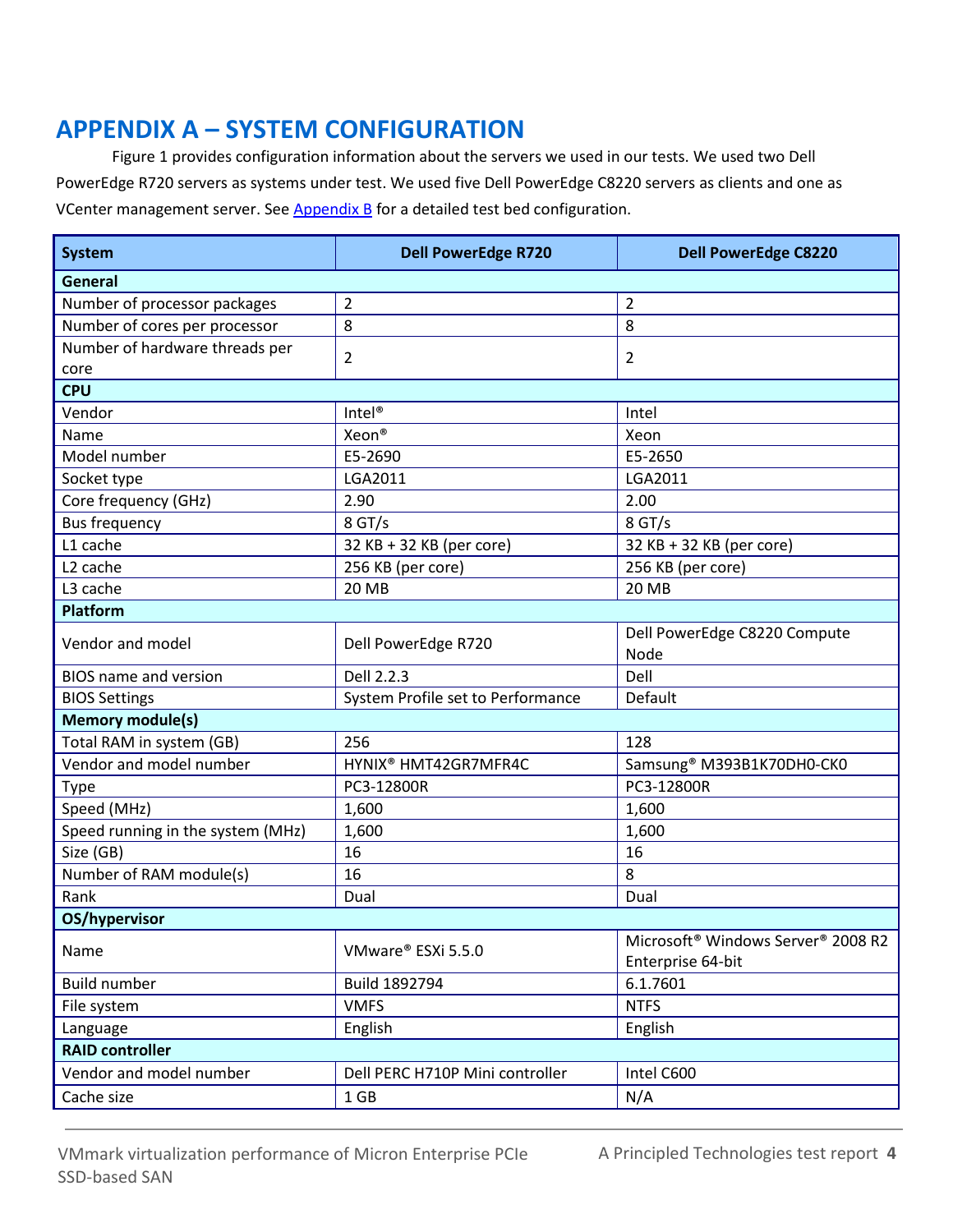# APPENDIX A – SYSTEM CONFIGURATION

Figure 1 provides configuration information about the servers we used in our tests. We used two Dell PowerEdge R720 servers as systems under test. We used five Dell PowerEdge C8220 servers as clients and one as VCenter management server. See Appendix B for a detailed test bed configuration.

| System | Dell PowerEdge R720 | Dell PowerEdge C8220 |
|---|---|---|
| **General** | | |
| Number of processor packages | 2 | 2 |
| Number of cores per processor | 8 | 8 |
| Number of hardware threads per core | 2 | 2 |
| **CPU** | | |
| Vendor | Intel® | Intel |
| Name | Xeon® | Xeon |
| Model number | E5-2690 | E5-2650 |
| Socket type | LGA2011 | LGA2011 |
| Core frequency (GHz) | 2.90 | 2.00 |
| Bus frequency | 8 GT/s | 8 GT/s |
| L1 cache | 32 KB + 32 KB (per core) | 32 KB + 32 KB (per core) |
| L2 cache | 256 KB (per core) | 256 KB (per core) |
| L3 cache | 20 MB | 20 MB |
| **Platform** | | |
| Vendor and model | Dell PowerEdge R720 | Dell PowerEdge C8220 Compute Node |
| BIOS name and version | Dell 2.2.3 | Dell |
| BIOS Settings | System Profile set to Performance | Default |
| **Memory module(s)** | | |
| Total RAM in system (GB) | 256 | 128 |
| Vendor and model number | HYNIX® HMT42GR7MFR4C | Samsung® M393B1K70DH0-CK0 |
| Type | PC3-12800R | PC3-12800R |
| Speed (MHz) | 1,600 | 1,600 |
| Speed running in the system (MHz) | 1,600 | 1,600 |
| Size (GB) | 16 | 16 |
| Number of RAM module(s) | 16 | 8 |
| Rank | Dual | Dual |
| **OS/hypervisor** | | |
| Name | VMware® ESXi 5.5.0 | Microsoft® Windows Server® 2008 R2 Enterprise 64-bit |
| Build number | Build 1892794 | 6.1.7601 |
| File system | VMFS | NTFS |
| Language | English | English |
| **RAID controller** | | |
| Vendor and model number | Dell PERC H710P Mini controller | Intel C600 |
| Cache size | 1 GB | N/A |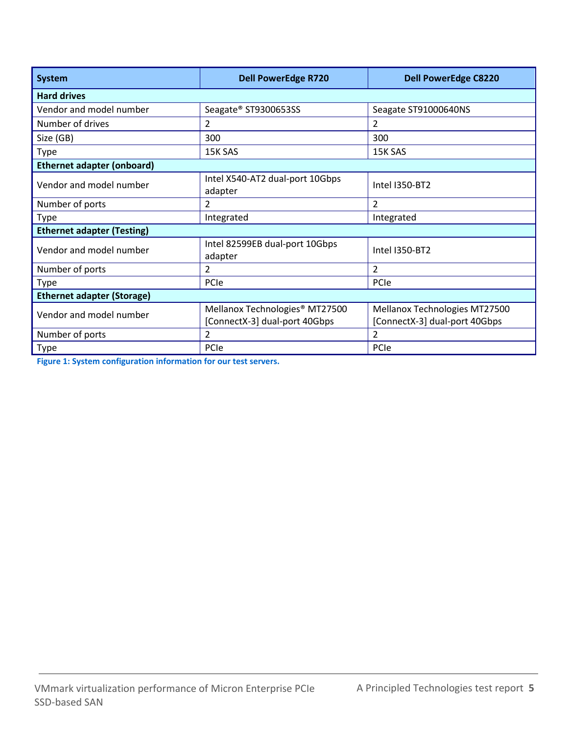| System | Dell PowerEdge R720 | Dell PowerEdge C8220 |
|---|---|---|
| **Hard drives** | | |
| Vendor and model number | Seagate® ST9300653SS | Seagate ST91000640NS |
| Number of drives | 2 | 2 |
| Size (GB) | 300 | 300 |
| Type | 15K SAS | 15K SAS |
| **Ethernet adapter (onboard)** | | |
| Vendor and model number | Intel X540-AT2 dual-port 10Gbps adapter | Intel I350-BT2 |
| Number of ports | 2 | 2 |
| Type | Integrated | Integrated |
| **Ethernet adapter (Testing)** | | |
| Vendor and model number | Intel 82599EB dual-port 10Gbps adapter | Intel I350-BT2 |
| Number of ports | 2 | 2 |
| Type | PCIe | PCIe |
| **Ethernet adapter (Storage)** | | |
| Vendor and model number | Mellanox Technologies® MT27500 [ConnectX-3] dual-port 40Gbps | Mellanox Technologies MT27500 [ConnectX-3] dual-port 40Gbps |
| Number of ports | 2 | 2 |
| Type | PCIe | PCIe |

**Figure 1: System configuration information for our test servers.**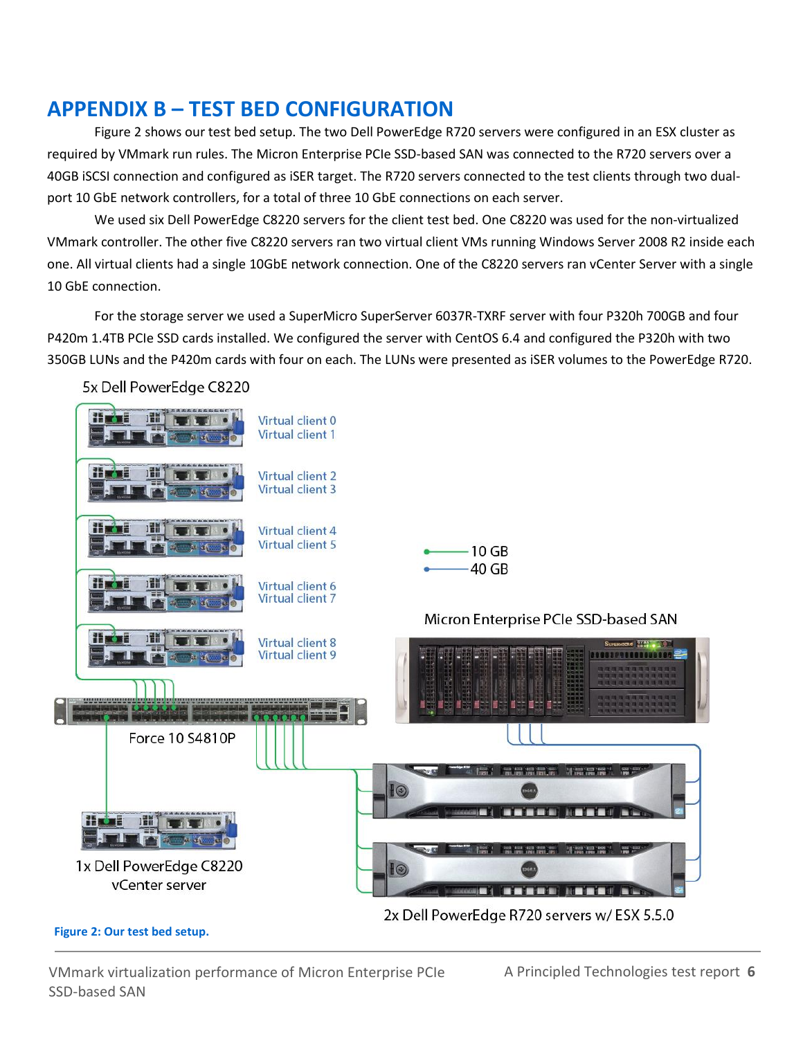# APPENDIX B – TEST BED CONFIGURATION

Figure 2 shows our test bed setup. The two Dell PowerEdge R720 servers were configured in an ESX cluster as required by VMmark run rules. The Micron Enterprise PCIe SSD-based SAN was connected to the R720 servers over a 40GB iSCSI connection and configured as iSER target. The R720 servers connected to the test clients through two dual-port 10 GbE network controllers, for a total of three 10 GbE connections on each server.

We used six Dell PowerEdge C8220 servers for the client test bed. One C8220 was used for the non-virtualized VMmark controller. The other five C8220 servers ran two virtual client VMs running Windows Server 2008 R2 inside each one. All virtual clients had a single 10GbE network connection. One of the C8220 servers ran vCenter Server with a single 10 GbE connection.

For the storage server we used a SuperMicro SuperServer 6037R-TXRF server with four P320h 700GB and four P420m 1.4TB PCIe SSD cards installed. We configured the server with CentOS 6.4 and configured the P320h with two 350GB LUNs and the P420m cards with four on each. The LUNs were presented as iSER volumes to the PowerEdge R720.

5x Dell PowerEdge C8220

Virtual client 0
Virtual client 1

Virtual client 2
Virtual client 3

Virtual client 4
Virtual client 5

Virtual client 6
Virtual client 7

Virtual client 8
Virtual client 9

10 GB
40 GB

Micron Enterprise PCIe SSD-based SAN

Force 10 S4810P

1x Dell PowerEdge C8220
vCenter server

2x Dell PowerEdge R720 servers w/ ESX 5.5.0

**Figure 2: Our test bed setup.**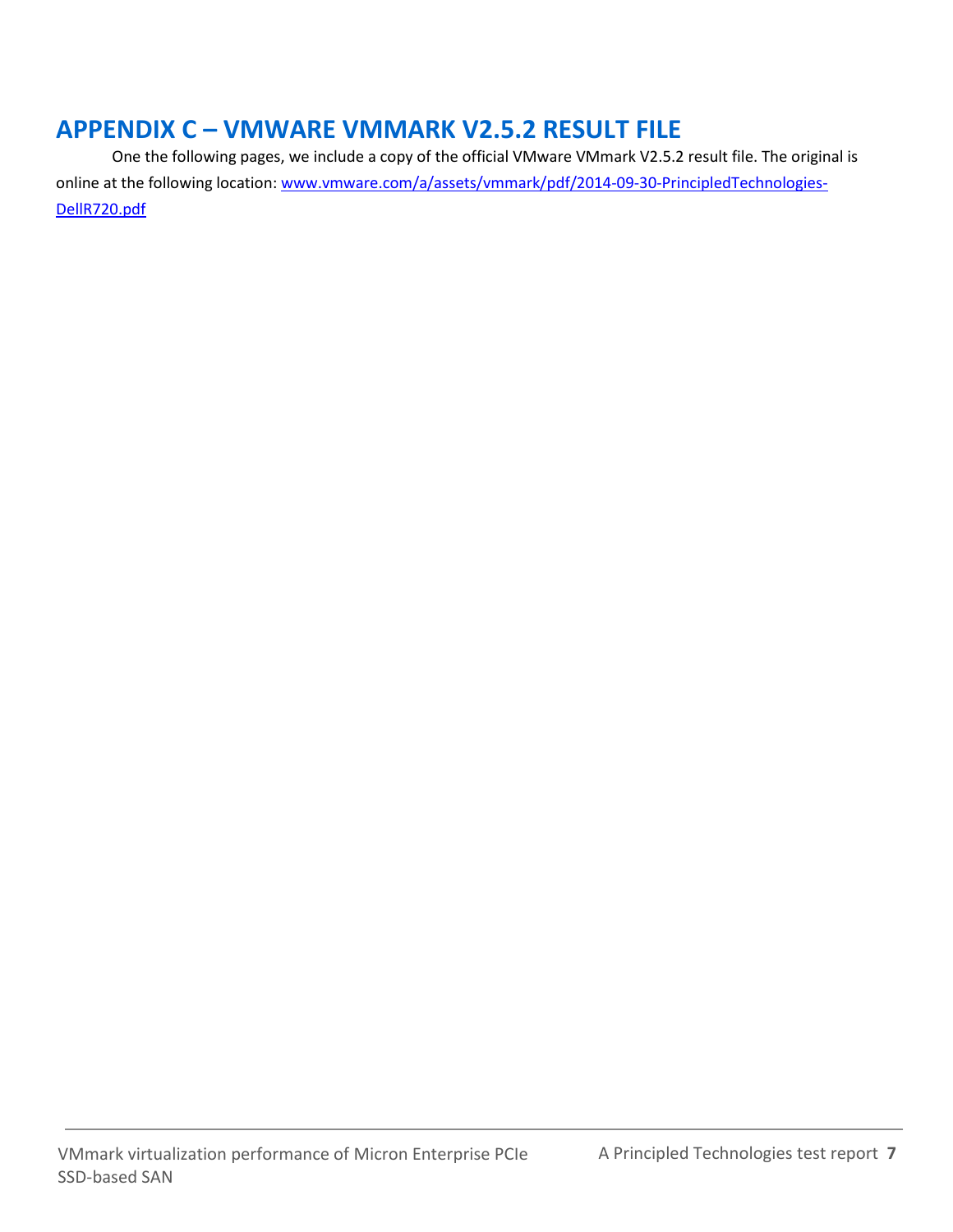# APPENDIX C – VMWARE VMMARK V2.5.2 RESULT FILE

One the following pages, we include a copy of the official VMware VMmark V2.5.2 result file. The original is online at the following location: [www.vmware.com/a/assets/vmmark/pdf/2014-09-30-PrincipledTechnologies-DellR720.pdf](http://www.vmware.com/a/assets/vmmark/pdf/2014-09-30-PrincipledTechnologies-DellR720.pdf)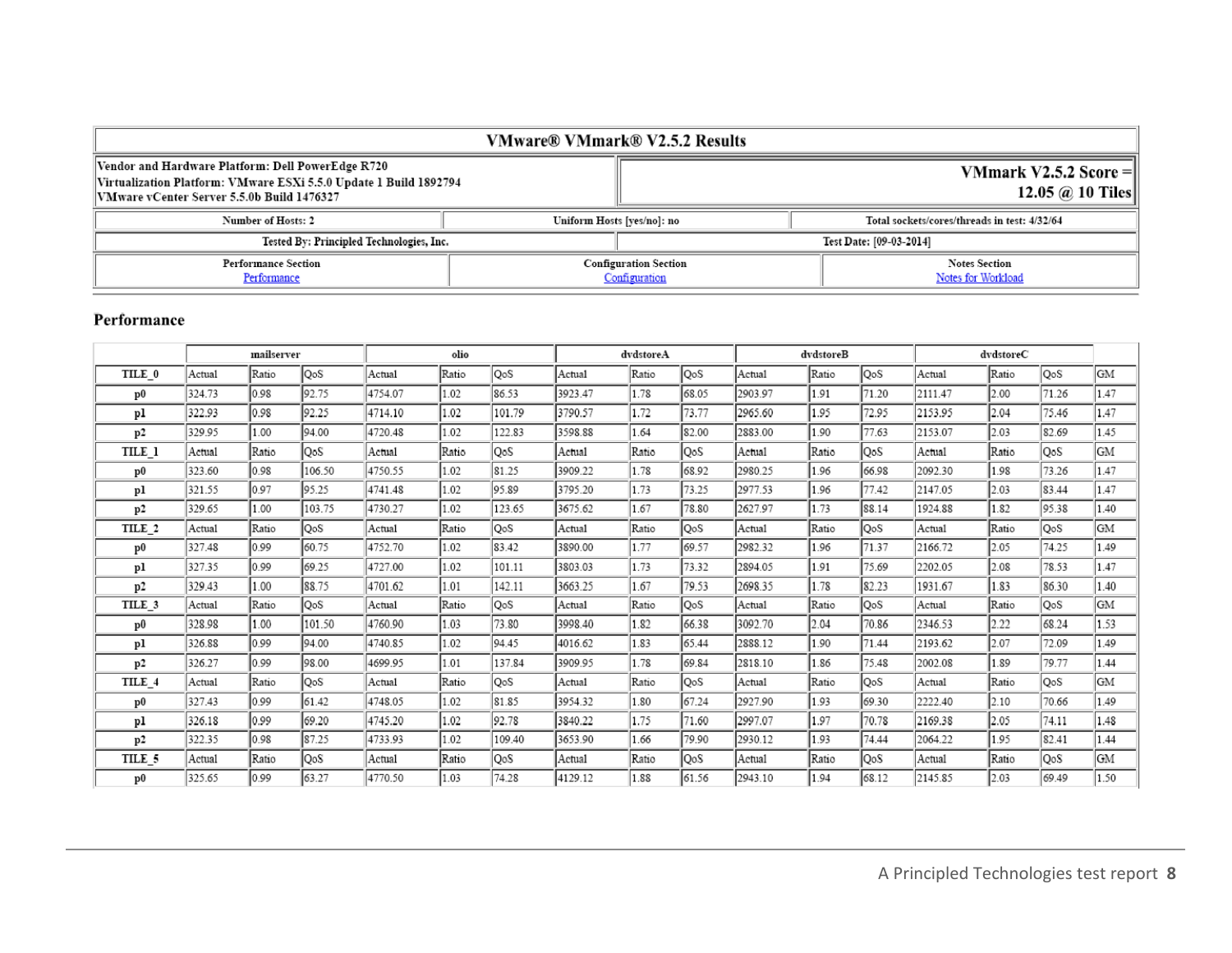| VMware® VMmark® V2.5.2 Results | | |
|---|---|---|
| Vendor and Hardware Platform: Dell PowerEdge R720<br>Virtualization Platform: VMware ESXi 5.5.0 Update 1 Build 1892794<br>VMware vCenter Server 5.5.0b Build 1476327 | | VMmark V2.5.2 Score = 12.05 @ 10 Tiles |
| Number of Hosts: 2 | Uniform Hosts [yes/no]: no | Total sockets/cores/threads in test: 4/32/64 |
| Tested By: Principled Technologies, Inc. | | Test Date: [09-03-2014] |
| Performance Section<br>Performance | Configuration Section<br>Configuration | Notes Section<br>Notes for Workload |

## Performance

| | mailserver | | | olio | | | dvdstoreA | | | dvdstoreB | | | dvdstoreC | | | |
|---|---|---|---|---|---|---|---|---|---|---|---|---|---|---|---|---|
| TILE_0 | Actual | Ratio | QoS | Actual | Ratio | QoS | Actual | Ratio | QoS | Actual | Ratio | QoS | Actual | Ratio | QoS | GM |
| p0 | 324.73 | 0.98 | 92.75 | 4754.07 | 1.02 | 86.53 | 3923.47 | 1.78 | 68.05 | 2903.97 | 1.91 | 71.20 | 2111.47 | 2.00 | 71.26 | 1.47 |
| p1 | 322.93 | 0.98 | 92.25 | 4714.10 | 1.02 | 101.79 | 3790.57 | 1.72 | 73.77 | 2965.60 | 1.95 | 72.95 | 2153.95 | 2.04 | 75.46 | 1.47 |
| p2 | 329.95 | 1.00 | 94.00 | 4720.48 | 1.02 | 122.83 | 3598.88 | 1.64 | 82.00 | 2883.00 | 1.90 | 77.63 | 2153.07 | 2.03 | 82.69 | 1.45 |
| TILE_1 | Actual | Ratio | QoS | Actual | Ratio | QoS | Actual | Ratio | QoS | Actual | Ratio | QoS | Actual | Ratio | QoS | GM |
| p0 | 323.60 | 0.98 | 106.50 | 4750.55 | 1.02 | 81.25 | 3909.22 | 1.78 | 68.92 | 2980.25 | 1.96 | 66.98 | 2092.30 | 1.98 | 73.26 | 1.47 |
| p1 | 321.55 | 0.97 | 95.25 | 4741.48 | 1.02 | 95.89 | 3795.20 | 1.73 | 73.25 | 2977.53 | 1.96 | 77.42 | 2147.05 | 2.03 | 83.44 | 1.47 |
| p2 | 329.65 | 1.00 | 103.75 | 4730.27 | 1.02 | 123.65 | 3675.62 | 1.67 | 78.80 | 2627.97 | 1.73 | 88.14 | 1924.88 | 1.82 | 95.38 | 1.40 |
| TILE_2 | Actual | Ratio | QoS | Actual | Ratio | QoS | Actual | Ratio | QoS | Actual | Ratio | QoS | Actual | Ratio | QoS | GM |
| p0 | 327.48 | 0.99 | 60.75 | 4752.70 | 1.02 | 83.42 | 3890.00 | 1.77 | 69.57 | 2982.32 | 1.96 | 71.37 | 2166.72 | 2.05 | 74.25 | 1.49 |
| p1 | 327.35 | 0.99 | 69.25 | 4727.00 | 1.02 | 101.11 | 3803.03 | 1.73 | 73.32 | 2894.05 | 1.91 | 75.69 | 2202.05 | 2.08 | 78.53 | 1.47 |
| p2 | 329.43 | 1.00 | 88.75 | 4701.62 | 1.01 | 142.11 | 3663.25 | 1.67 | 79.53 | 2698.35 | 1.78 | 82.23 | 1931.67 | 1.83 | 86.30 | 1.40 |
| TILE_3 | Actual | Ratio | QoS | Actual | Ratio | QoS | Actual | Ratio | QoS | Actual | Ratio | QoS | Actual | Ratio | QoS | GM |
| p0 | 328.98 | 1.00 | 101.50 | 4760.90 | 1.03 | 73.80 | 3998.40 | 1.82 | 66.38 | 3092.70 | 2.04 | 70.86 | 2346.53 | 2.22 | 68.24 | 1.53 |
| p1 | 326.88 | 0.99 | 94.00 | 4740.85 | 1.02 | 94.45 | 4016.62 | 1.83 | 65.44 | 2888.12 | 1.90 | 71.44 | 2193.62 | 2.07 | 72.09 | 1.49 |
| p2 | 326.27 | 0.99 | 98.00 | 4699.95 | 1.01 | 137.84 | 3909.95 | 1.78 | 69.84 | 2818.10 | 1.86 | 75.48 | 2002.08 | 1.89 | 79.77 | 1.44 |
| TILE_4 | Actual | Ratio | QoS | Actual | Ratio | QoS | Actual | Ratio | QoS | Actual | Ratio | QoS | Actual | Ratio | QoS | GM |
| p0 | 327.43 | 0.99 | 61.42 | 4748.05 | 1.02 | 81.85 | 3954.32 | 1.80 | 67.24 | 2927.90 | 1.93 | 69.30 | 2222.40 | 2.10 | 70.66 | 1.49 |
| p1 | 326.18 | 0.99 | 69.20 | 4745.20 | 1.02 | 92.78 | 3840.22 | 1.75 | 71.60 | 2997.07 | 1.97 | 70.78 | 2169.38 | 2.05 | 74.11 | 1.48 |
| p2 | 322.35 | 0.98 | 87.25 | 4733.93 | 1.02 | 109.40 | 3653.90 | 1.66 | 79.90 | 2930.12 | 1.93 | 74.44 | 2064.22 | 1.95 | 82.41 | 1.44 |
| TILE_5 | Actual | Ratio | QoS | Actual | Ratio | QoS | Actual | Ratio | QoS | Actual | Ratio | QoS | Actual | Ratio | QoS | GM |
| p0 | 325.65 | 0.99 | 63.27 | 4770.50 | 1.03 | 74.28 | 4129.12 | 1.88 | 61.56 | 2943.10 | 1.94 | 68.12 | 2145.85 | 2.03 | 69.49 | 1.50 |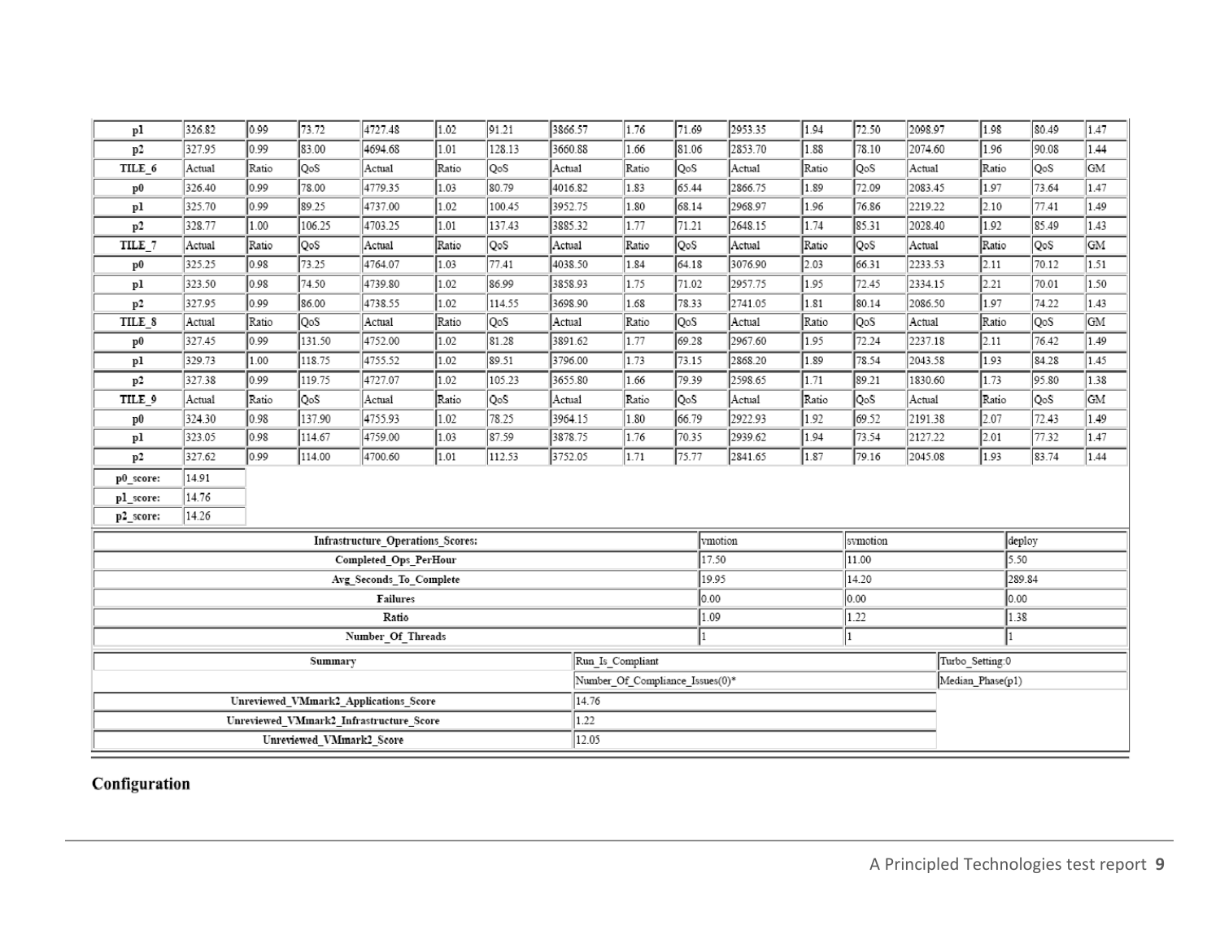| p1 | 326.82 | 0.99 | 73.72 | 4727.48 | 1.02 | 91.21 | 3866.57 | 1.76 | 71.69 | 2953.35 | 1.94 | 72.50 | 2098.97 | 1.98 | 80.49 | 1.47 |
|---|---|---|---|---|---|---|---|---|---|---|---|---|---|---|---|---|
| p2 | 327.95 | 0.99 | 83.00 | 4694.68 | 1.01 | 128.13 | 3660.88 | 1.66 | 81.06 | 2853.70 | 1.88 | 78.10 | 2074.60 | 1.96 | 90.08 | 1.44 |
| TILE_6 | Actual | Ratio | QoS | Actual | Ratio | QoS | Actual | Ratio | QoS | Actual | Ratio | QoS | Actual | Ratio | QoS | GM |
| p0 | 326.40 | 0.99 | 78.00 | 4779.35 | 1.03 | 80.79 | 4016.82 | 1.83 | 65.44 | 2866.75 | 1.89 | 72.09 | 2083.45 | 1.97 | 73.64 | 1.47 |
| p1 | 325.70 | 0.99 | 89.25 | 4737.00 | 1.02 | 100.45 | 3952.75 | 1.80 | 68.14 | 2968.97 | 1.96 | 76.86 | 2219.22 | 2.10 | 77.41 | 1.49 |
| p2 | 328.77 | 1.00 | 106.25 | 4703.25 | 1.01 | 137.43 | 3885.32 | 1.77 | 71.21 | 2648.15 | 1.74 | 85.31 | 2028.40 | 1.92 | 85.49 | 1.43 |
| TILE_7 | Actual | Ratio | QoS | Actual | Ratio | QoS | Actual | Ratio | QoS | Actual | Ratio | QoS | Actual | Ratio | QoS | GM |
| p0 | 325.25 | 0.98 | 73.25 | 4764.07 | 1.03 | 77.41 | 4038.50 | 1.84 | 64.18 | 3076.90 | 2.03 | 66.31 | 2233.53 | 2.11 | 70.12 | 1.51 |
| p1 | 323.50 | 0.98 | 74.50 | 4739.80 | 1.02 | 86.99 | 3858.93 | 1.75 | 71.02 | 2957.75 | 1.95 | 72.45 | 2334.15 | 2.21 | 70.01 | 1.50 |
| p2 | 327.95 | 0.99 | 86.00 | 4738.55 | 1.02 | 114.55 | 3698.90 | 1.68 | 78.33 | 2741.05 | 1.81 | 80.14 | 2086.50 | 1.97 | 74.22 | 1.43 |
| TILE_8 | Actual | Ratio | QoS | Actual | Ratio | QoS | Actual | Ratio | QoS | Actual | Ratio | QoS | Actual | Ratio | QoS | GM |
| p0 | 327.45 | 0.99 | 131.50 | 4752.00 | 1.02 | 81.28 | 3891.62 | 1.77 | 69.28 | 2967.60 | 1.95 | 72.24 | 2237.18 | 2.11 | 76.42 | 1.49 |
| p1 | 329.73 | 1.00 | 118.75 | 4755.52 | 1.02 | 89.51 | 3796.00 | 1.73 | 73.15 | 2868.20 | 1.89 | 78.54 | 2043.58 | 1.93 | 84.28 | 1.45 |
| p2 | 327.38 | 0.99 | 119.75 | 4727.07 | 1.02 | 105.23 | 3655.80 | 1.66 | 79.39 | 2598.65 | 1.71 | 89.21 | 1830.60 | 1.73 | 95.80 | 1.38 |
| TILE_9 | Actual | Ratio | QoS | Actual | Ratio | QoS | Actual | Ratio | QoS | Actual | Ratio | QoS | Actual | Ratio | QoS | GM |
| p0 | 324.30 | 0.98 | 137.90 | 4755.93 | 1.02 | 78.25 | 3964.15 | 1.80 | 66.79 | 2922.93 | 1.92 | 69.52 | 2191.38 | 2.07 | 72.43 | 1.49 |
| p1 | 323.05 | 0.98 | 114.67 | 4759.00 | 1.03 | 87.59 | 3878.75 | 1.76 | 70.35 | 2939.62 | 1.94 | 73.54 | 2127.22 | 2.01 | 77.32 | 1.47 |
| p2 | 327.62 | 0.99 | 114.00 | 4700.60 | 1.01 | 112.53 | 3752.05 | 1.71 | 75.77 | 2841.65 | 1.87 | 79.16 | 2045.08 | 1.93 | 83.74 | 1.44 |
| p0_score: | 14.91 | | | | | | | | | | | | | | | |
| p1_score: | 14.76 | | | | | | | | | | | | | | | |
| p2_score: | 14.26 | | | | | | | | | | | | | | | |

| Infrastructure_Operations_Scores: | vmotion | svmotion | deploy |
|---|---|---|---|
| Completed_Ops_PerHour | 17.50 | 11.00 | 5.50 |
| Avg_Seconds_To_Complete | 19.95 | 14.20 | 289.84 |
| Failures | 0.00 | 0.00 | 0.00 |
| Ratio | 1.09 | 1.22 | 1.38 |
| Number_Of_Threads | 1 | 1 | 1 |

| Summary | Run_Is_Compliant | Turbo_Setting:0 |
|---|---|---|
| | Number_Of_Compliance_Issues(0)* | Median_Phase(p1) |
| Unreviewed_VMmark2_Applications_Score | 14.76 | |
| Unreviewed_VMmark2_Infrastructure_Score | 1.22 | |
| Unreviewed_VMmark2_Score | 12.05 | |

## Configuration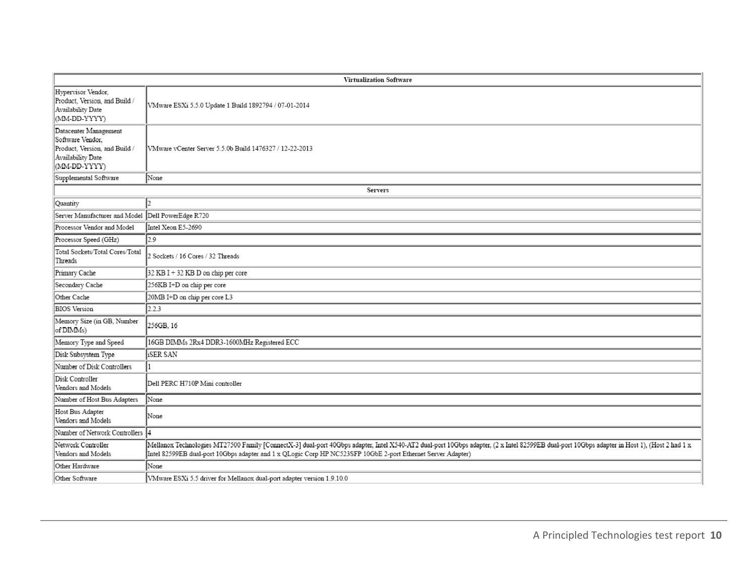| Virtualization Software | |
|---|---|
| Hypervisor Vendor, Product, Version, and Build / Availability Date (MM-DD-YYYY) | VMware ESXi 5.5.0 Update 1 Build 1892794 / 07-01-2014 |
| Datacenter Management Software Vendor, Product, Version, and Build / Availability Date (MM-DD-YYYY) | VMware vCenter Server 5.5.0b Build 1476327 / 12-22-2013 |
| Supplemental Software | None |
| **Servers** | |
| Quantity | 2 |
| Server Manufacturer and Model | Dell PowerEdge R720 |
| Processor Vendor and Model | Intel Xeon E5-2690 |
| Processor Speed (GHz) | 2.9 |
| Total Sockets/Total Cores/Total Threads | 2 Sockets / 16 Cores / 32 Threads |
| Primary Cache | 32 KB I + 32 KB D on chip per core |
| Secondary Cache | 256KB I+D on chip per core |
| Other Cache | 20MB I+D on chip per core L3 |
| BIOS Version | 2.2.3 |
| Memory Size (in GB, Number of DIMMs) | 256GB, 16 |
| Memory Type and Speed | 16GB DIMMs 2Rx4 DDR3-1600MHz Registered ECC |
| Disk Subsystem Type | iSER SAN |
| Number of Disk Controllers | 1 |
| Disk Controller Vendors and Models | Dell PERC H710P Mini controller |
| Number of Host Bus Adapters | None |
| Host Bus Adapter Vendors and Models | None |
| Number of Network Controllers | 4 |
| Network Controller Vendors and Models | Mellanox Technologies MT27500 Family [ConnectX-3] dual-port 40Gbps adapter, Intel X540-AT2 dual-port 10Gbps adapter, (2 x Intel 82599EB dual-port 10Gbps adapter in Host 1), (Host 2 had 1 x Intel 82599EB dual-port 10Gbps adapter and 1 x QLogic Corp HP NC523SFP 10GbE 2-port Ethernet Server Adapter) |
| Other Hardware | None |
| Other Software | VMware ESXi 5.5 driver for Mellanox dual-port adapter version 1.9.10.0 |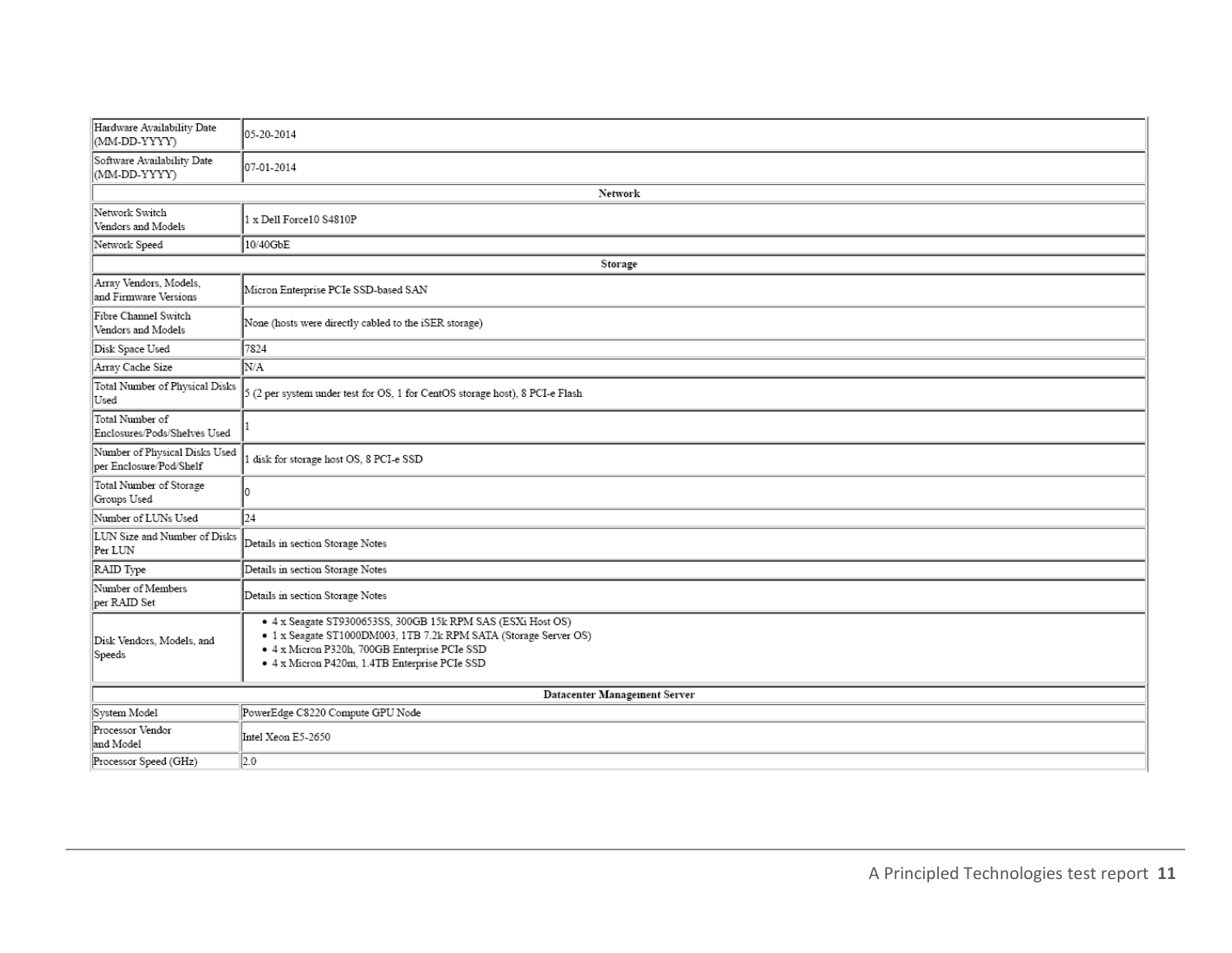| | |
|---|---|
| Hardware Availability Date (MM-DD-YYYY) | 05-20-2014 |
| Software Availability Date (MM-DD-YYYY) | 07-01-2014 |
| **Network** | |
| Network Switch Vendors and Models | 1 x Dell Force10 S4810P |
| Network Speed | 10/40GbE |
| **Storage** | |
| Array Vendors, Models, and Firmware Versions | Micron Enterprise PCIe SSD-based SAN |
| Fibre Channel Switch Vendors and Models | None (hosts were directly cabled to the iSER storage) |
| Disk Space Used | 7824 |
| Array Cache Size | N/A |
| Total Number of Physical Disks Used | 5 (2 per system under test for OS, 1 for CentOS storage host), 8 PCI-e Flash |
| Total Number of Enclosures/Pods/Shelves Used | 1 |
| Number of Physical Disks Used per Enclosure/Pod/Shelf | 1 disk for storage host OS, 8 PCI-e SSD |
| Total Number of Storage Groups Used | 0 |
| Number of LUNs Used | 24 |
| LUN Size and Number of Disks Per LUN | Details in section Storage Notes |
| RAID Type | Details in section Storage Notes |
| Number of Members per RAID Set | Details in section Storage Notes |
| Disk Vendors, Models, and Speeds | • 4 x Seagate ST9300653SS, 300GB 15k RPM SAS (ESXi Host OS)<br>• 1 x Seagate ST1000DM003, 1TB 7.2k RPM SATA (Storage Server OS)<br>• 4 x Micron P320h, 700GB Enterprise PCIe SSD<br>• 4 x Micron P420m, 1.4TB Enterprise PCIe SSD |
| **Datacenter Management Server** | |
| System Model | PowerEdge C8220 Compute GPU Node |
| Processor Vendor and Model | Intel Xeon E5-2650 |
| Processor Speed (GHz) | 2.0 |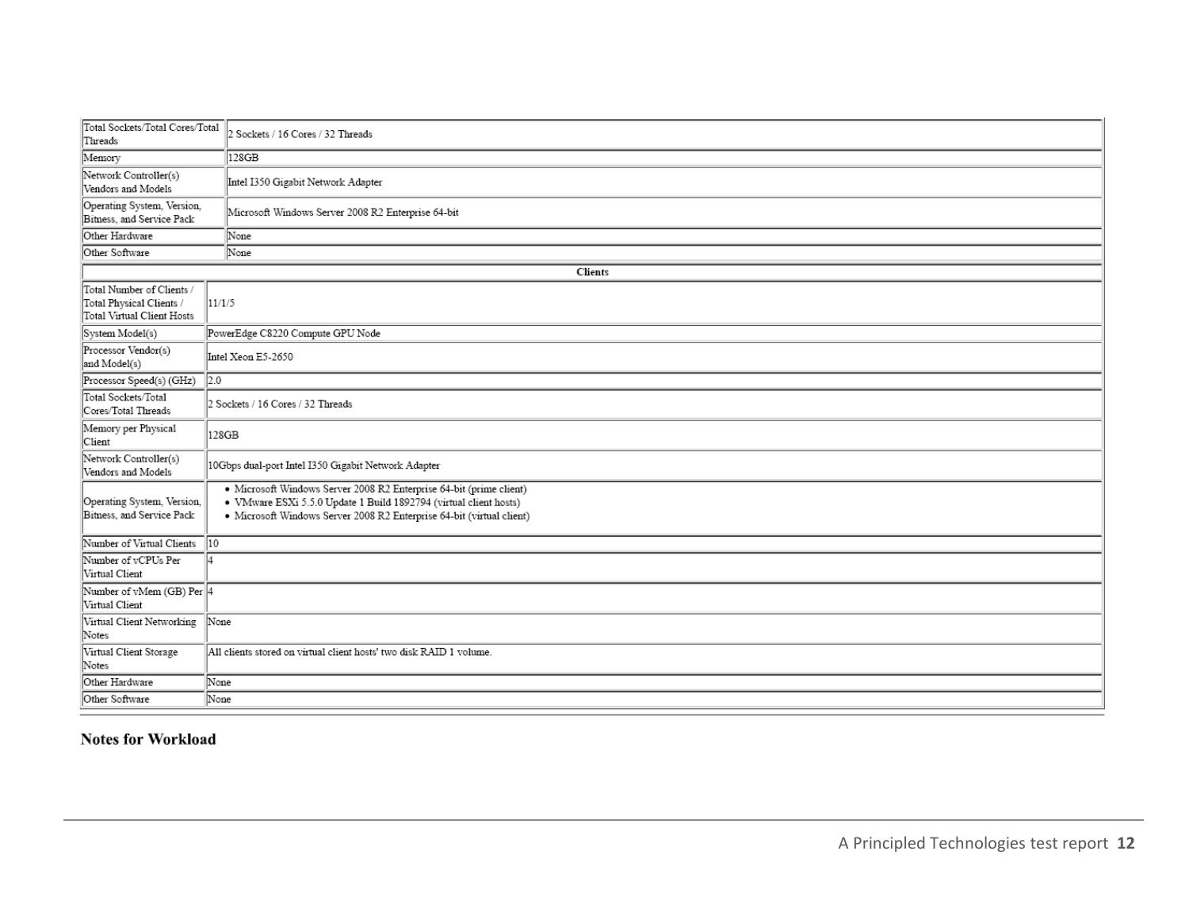| | |
|---|---|
| Total Sockets/Total Cores/Total Threads | 2 Sockets / 16 Cores / 32 Threads |
| Memory | 128GB |
| Network Controller(s) Vendors and Models | Intel I350 Gigabit Network Adapter |
| Operating System, Version, Bitness, and Service Pack | Microsoft Windows Server 2008 R2 Enterprise 64-bit |
| Other Hardware | None |
| Other Software | None |
| **Clients** | |
| Total Number of Clients / Total Physical Clients / Total Virtual Client Hosts | 11/1/5 |
| System Model(s) | PowerEdge C8220 Compute GPU Node |
| Processor Vendor(s) and Model(s) | Intel Xeon E5-2650 |
| Processor Speed(s) (GHz) | 2.0 |
| Total Sockets/Total Cores/Total Threads | 2 Sockets / 16 Cores / 32 Threads |
| Memory per Physical Client | 128GB |
| Network Controller(s) Vendors and Models | 10Gbps dual-port Intel I350 Gigabit Network Adapter |
| Operating System, Version, Bitness, and Service Pack | • Microsoft Windows Server 2008 R2 Enterprise 64-bit (prime client)<br>• VMware ESXi 5.5.0 Update 1 Build 1892794 (virtual client hosts)<br>• Microsoft Windows Server 2008 R2 Enterprise 64-bit (virtual client) |
| Number of Virtual Clients | 10 |
| Number of vCPUs Per Virtual Client | 4 |
| Number of vMem (GB) Per Virtual Client | 4 |
| Virtual Client Networking Notes | None |
| Virtual Client Storage Notes | All clients stored on virtual client hosts' two disk RAID 1 volume. |
| Other Hardware | None |
| Other Software | None |

## Notes for Workload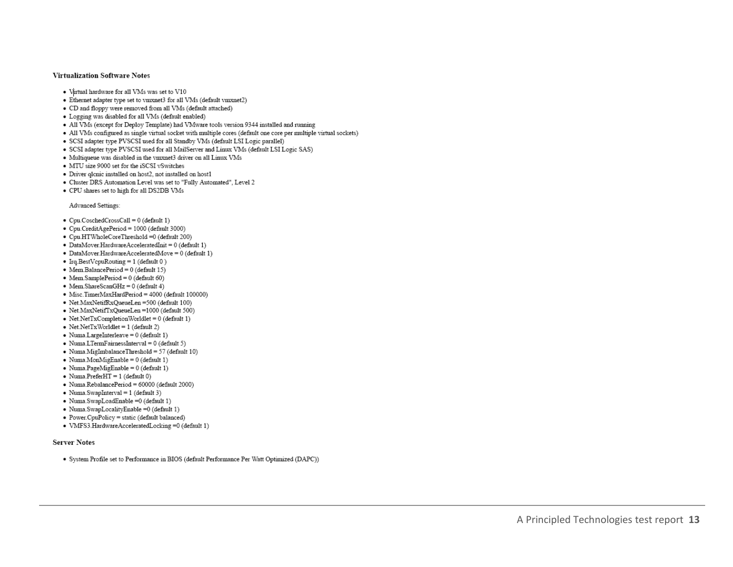### Virtualization Software Notes

- Virtual hardware for all VMs was set to V10
- Ethernet adapter type set to vmxnet3 for all VMs (default vmxnet2)
- CD and floppy were removed from all VMs (default attached)
- Logging was disabled for all VMs (default enabled)
- All VMs (except for Deploy Template) had VMware tools version 9344 installed and running
- All VMs configured as single virtual socket with multiple cores (default one core per multiple virtual sockets)
- SCSI adapter type PVSCSI used for all Standby VMs (default LSI Logic parallel)
- SCSI adapter type PVSCSI used for all MailServer and Linux VMs (default LSI Logic SAS)
- Multiqueue was disabled in the vmxnet3 driver on all Linux VMs
- MTU size 9000 set for the iSCSI vSwitches
- Driver qlcnic installed on host2, not installed on host1
- Cluster DRS Automation Level was set to "Fully Automated", Level 2
- CPU shares set to high for all DS2DB VMs

Advanced Settings:

- Cpu.CoschedCrossCall = 0 (default 1)
- Cpu.CreditAgePeriod = 1000 (default 3000)
- Cpu.HTWholeCoreThreshold =0 (default 200)
- DataMover.HardwareAcceleratedInit = 0 (default 1)
- DataMover.HardwareAcceleratedMove = 0 (default 1)
- Irq.BestVcpuRouting = 1 (default 0 )
- Mem.BalancePeriod = 0 (default 15)
- Mem.SamplePeriod = 0 (default 60)
- Mem.ShareScanGHz = 0 (default 4)
- Misc.TimerMaxHardPeriod = 4000 (default 100000)
- Net.MaxNetifRxQueueLen =500 (default 100)
- Net.MaxNetifTxQueueLen =1000 (default 500)
- Net.NetTxCompletionWorldlet = 0 (default 1)
- Net.NetTxWorldlet = 1 (default 2)
- Numa.LargeInterleave = 0 (default 1)
- Numa.LTermFairnessInterval = 0 (default 5)
- Numa.MigImbalanceThreshold = 57 (default 10)
- Numa.MonMigEnable = 0 (default 1)
- Numa.PageMigEnable = 0 (default 1)
- Numa.PreferHT = 1 (default 0)
- Numa.RebalancePeriod = 60000 (default 2000)
- Numa.SwapInterval = 1 (default 3)
- Numa.SwapLoadEnable =0 (default 1)
- Numa.SwapLocalityEnable =0 (default 1)
- Power.CpuPolicy = static (default balanced)
- VMFS3.HardwareAcceleratedLocking =0 (default 1)

### Server Notes

- System Profile set to Performance in BIOS (default Performance Per Watt Optimized (DAPC))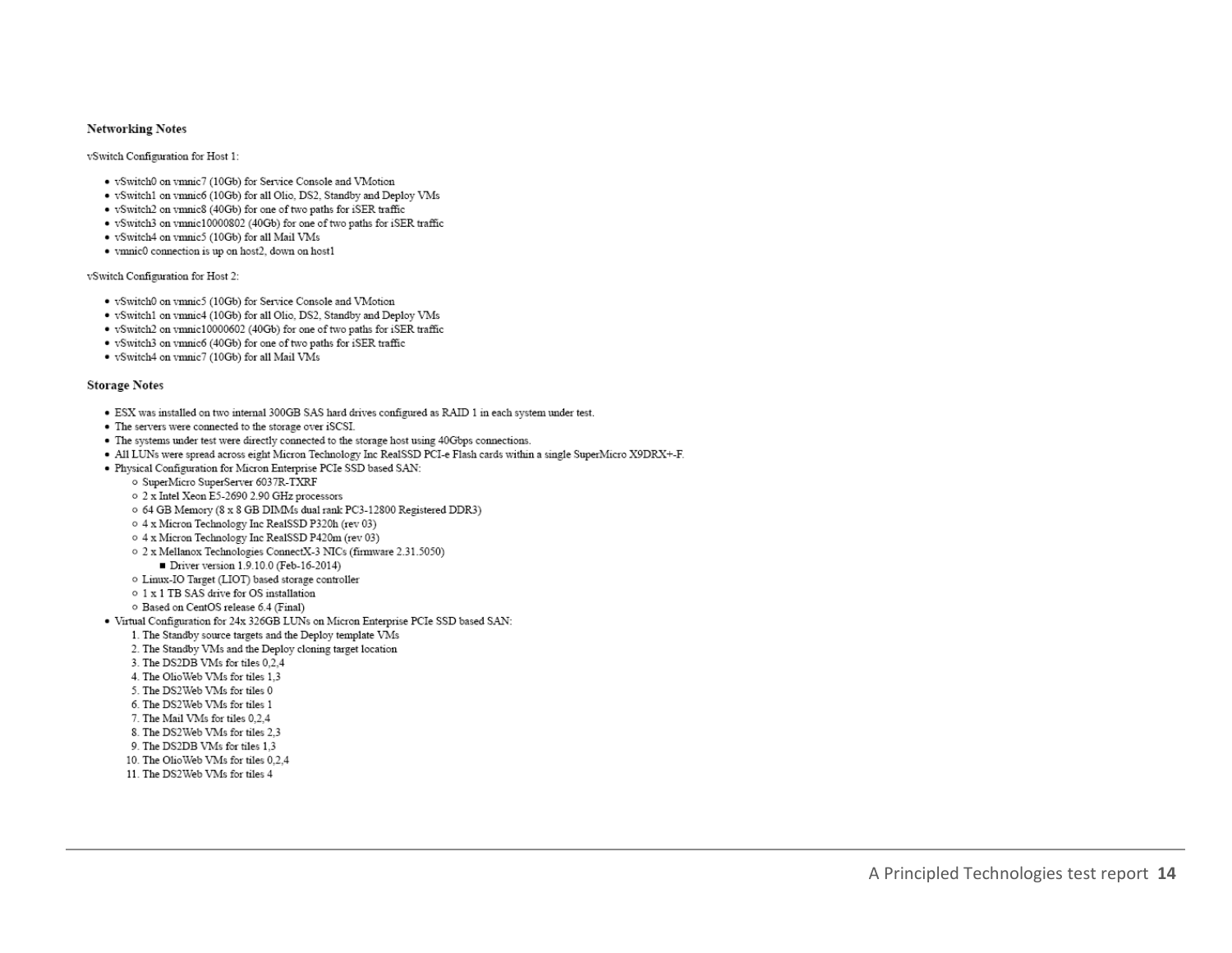### Networking Notes

vSwitch Configuration for Host 1:

- vSwitch0 on vmnic7 (10Gb) for Service Console and VMotion
- vSwitch1 on vmnic6 (10Gb) for all Olio, DS2, Standby and Deploy VMs
- vSwitch2 on vmnic8 (40Gb) for one of two paths for iSER traffic
- vSwitch3 on vmnic10000802 (40Gb) for one of two paths for iSER traffic
- vSwitch4 on vmnic5 (10Gb) for all Mail VMs
- vmnic0 connection is up on host2, down on host1

vSwitch Configuration for Host 2:

- vSwitch0 on vmnic5 (10Gb) for Service Console and VMotion
- vSwitch1 on vmnic4 (10Gb) for all Olio, DS2, Standby and Deploy VMs
- vSwitch2 on vmnic10000602 (40Gb) for one of two paths for iSER traffic
- vSwitch3 on vmnic6 (40Gb) for one of two paths for iSER traffic
- vSwitch4 on vmnic7 (10Gb) for all Mail VMs

### Storage Notes

- ESX was installed on two internal 300GB SAS hard drives configured as RAID 1 in each system under test.
- The servers were connected to the storage over iSCSI.
- The systems under test were directly connected to the storage host using 40Gbps connections.
- All LUNs were spread across eight Micron Technology Inc RealSSD PCI-e Flash cards within a single SuperMicro X9DRX+-F.
- Physical Configuration for Micron Enterprise PCIe SSD based SAN:
    - SuperMicro SuperServer 6037R-TXRF
    - 2 x Intel Xeon E5-2690 2.90 GHz processors
    - 64 GB Memory (8 x 8 GB DIMMs dual rank PC3-12800 Registered DDR3)
    - 4 x Micron Technology Inc RealSSD P320h (rev 03)
    - 4 x Micron Technology Inc RealSSD P420m (rev 03)
    - 2 x Mellanox Technologies ConnectX-3 NICs (firmware 2.31.5050)
        - Driver version 1.9.10.0 (Feb-16-2014)
    - Linux-IO Target (LIOT) based storage controller
    - 1 x 1 TB SAS drive for OS installation
    - Based on CentOS release 6.4 (Final)
- Virtual Configuration for 24x 326GB LUNs on Micron Enterprise PCIe SSD based SAN:
    1. The Standby source targets and the Deploy template VMs
    2. The Standby VMs and the Deploy cloning target location
    3. The DS2DB VMs for tiles 0,2,4
    4. The OlioWeb VMs for tiles 1,3
    5. The DS2Web VMs for tiles 0
    6. The DS2Web VMs for tiles 1
    7. The Mail VMs for tiles 0,2,4
    8. The DS2Web VMs for tiles 2,3
    9. The DS2DB VMs for tiles 1,3
    10. The OlioWeb VMs for tiles 0,2,4
    11. The DS2Web VMs for tiles 4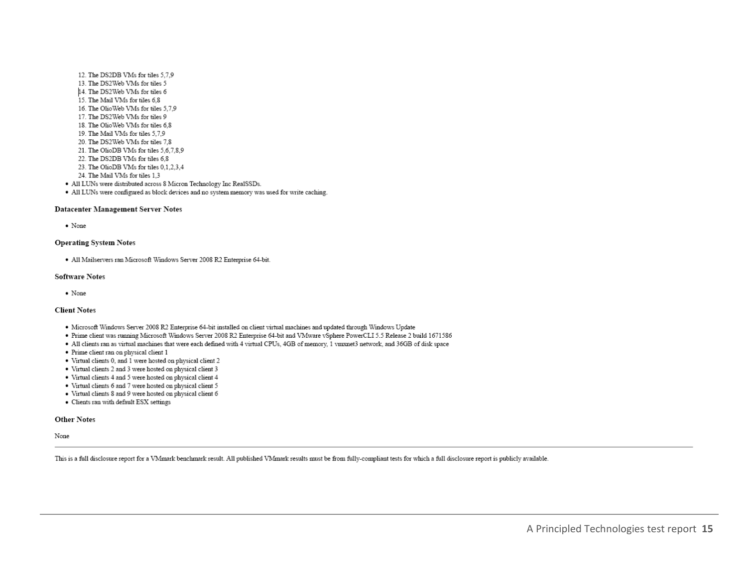12. The DS2DB VMs for tiles 5,7,9
13. The DS2Web VMs for tiles 5
14. The DS2Web VMs for tiles 6
15. The Mail VMs for tiles 6,8
16. The OlioWeb VMs for tiles 5,7,9
17. The DS2Web VMs for tiles 9
18. The OlioWeb VMs for tiles 6,8
19. The Mail VMs for tiles 5,7,9
20. The DS2Web VMs for tiles 7,8
21. The OlioDB VMs for tiles 5,6,7,8,9
22. The DS2DB VMs for tiles 6,8
23. The OlioDB VMs for tiles 0,1,2,3,4
24. The Mail VMs for tiles 1,3

- All LUNs were distributed across 8 Micron Technology Inc RealSSDs.
- All LUNs were configured as block devices and no system memory was used for write caching.

### Datacenter Management Server Notes

- None

### Operating System Notes

- All Mailservers ran Microsoft Windows Server 2008 R2 Enterprise 64-bit.

### Software Notes

- None

### Client Notes

- Microsoft Windows Server 2008 R2 Enterprise 64-bit installed on client virtual machines and updated through Windows Update
- Prime client was running Microsoft Windows Server 2008 R2 Enterprise 64-bit and VMware vSphere PowerCLI 5.5 Release 2 build 1671586
- All clients ran as virtual machines that were each defined with 4 virtual CPUs, 4GB of memory, 1 vmxnet3 network, and 36GB of disk space
- Prime client ran on physical client 1
- Virtual clients 0, and 1 were hosted on physical client 2
- Virtual clients 2 and 3 were hosted on physical client 3
- Virtual clients 4 and 5 were hosted on physical client 4
- Virtual clients 6 and 7 were hosted on physical client 5
- Virtual clients 8 and 9 were hosted on physical client 6
- Clients ran with default ESX settings

### Other Notes

None

---

This is a full disclosure report for a VMmark benchmark result. All published VMmark results must be from fully-compliant tests for which a full disclosure report is publicly available.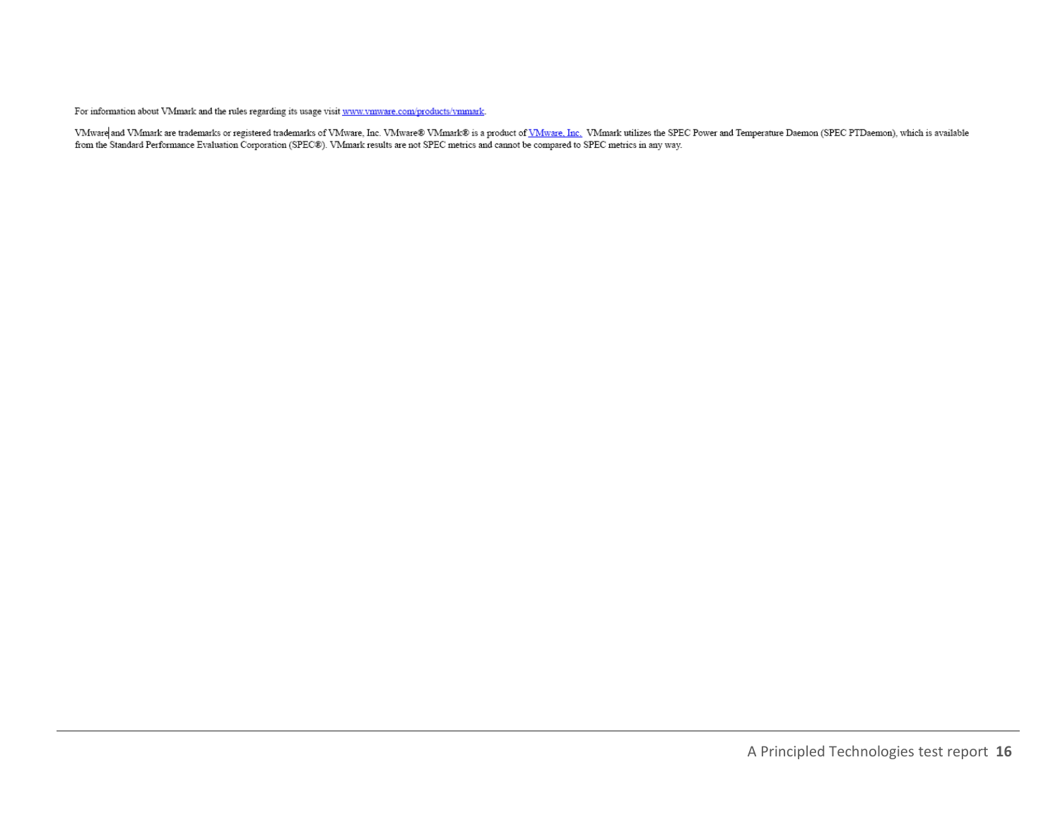For information about VMmark and the rules regarding its usage visit [www.vmware.com/products/vmmark](www.vmware.com/products/vmmark).

VMware and VMmark are trademarks or registered trademarks of VMware, Inc. VMware® VMmark® is a product of [VMware, Inc.](VMware, Inc.) VMmark utilizes the SPEC Power and Temperature Daemon (SPEC PTDaemon), which is available from the Standard Performance Evaluation Corporation (SPEC®). VMmark results are not SPEC metrics and cannot be compared to SPEC metrics in any way.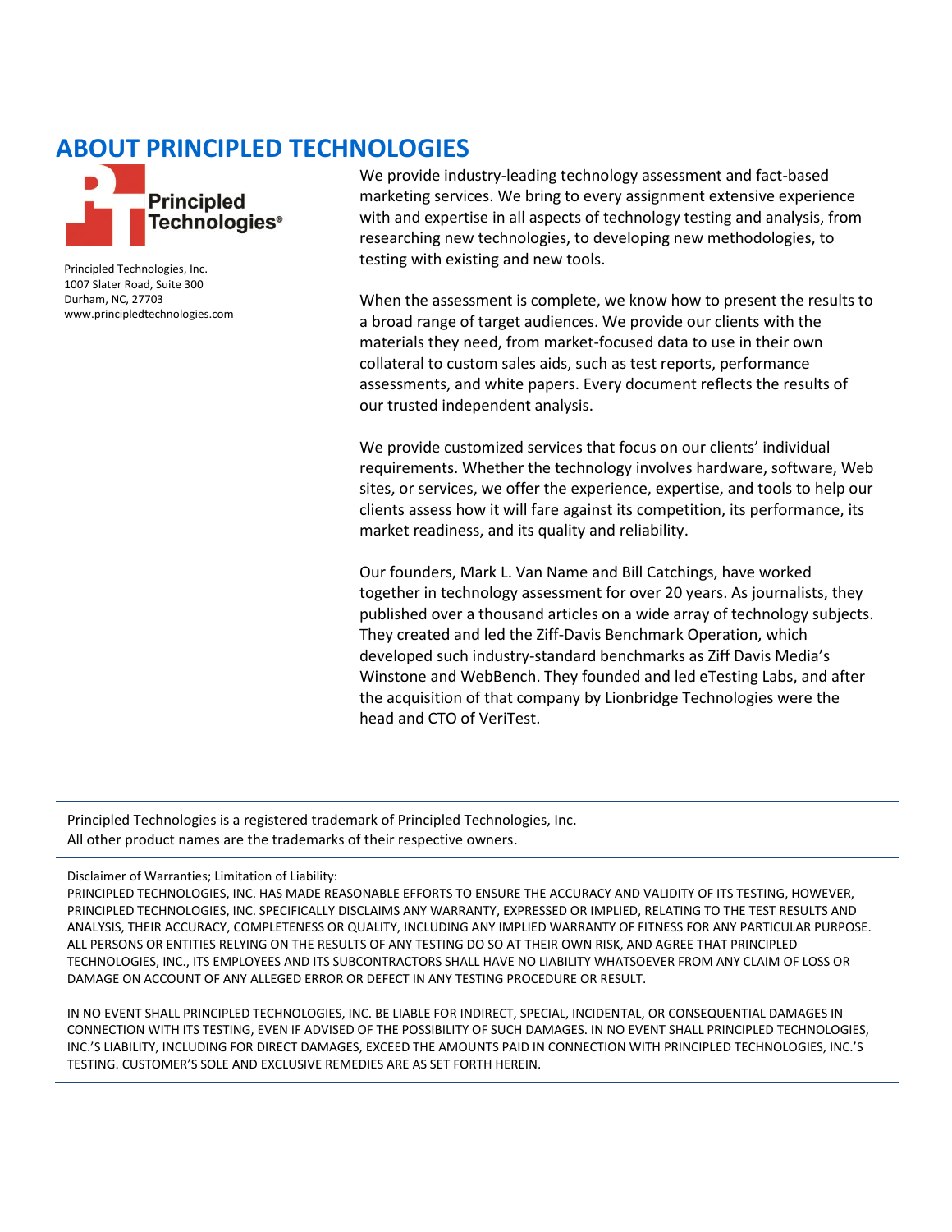# ABOUT PRINCIPLED TECHNOLOGIES

Principled Technologies, Inc.
1007 Slater Road, Suite 300
Durham, NC, 27703
www.principledtechnologies.com

We provide industry-leading technology assessment and fact-based marketing services. We bring to every assignment extensive experience with and expertise in all aspects of technology testing and analysis, from researching new technologies, to developing new methodologies, to testing with existing and new tools.

When the assessment is complete, we know how to present the results to a broad range of target audiences. We provide our clients with the materials they need, from market-focused data to use in their own collateral to custom sales aids, such as test reports, performance assessments, and white papers. Every document reflects the results of our trusted independent analysis.

We provide customized services that focus on our clients' individual requirements. Whether the technology involves hardware, software, Web sites, or services, we offer the experience, expertise, and tools to help our clients assess how it will fare against its competition, its performance, its market readiness, and its quality and reliability.

Our founders, Mark L. Van Name and Bill Catchings, have worked together in technology assessment for over 20 years. As journalists, they published over a thousand articles on a wide array of technology subjects. They created and led the Ziff-Davis Benchmark Operation, which developed such industry-standard benchmarks as Ziff Davis Media's Winstone and WebBench. They founded and led eTesting Labs, and after the acquisition of that company by Lionbridge Technologies were the head and CTO of VeriTest.

---

Principled Technologies is a registered trademark of Principled Technologies, Inc.
All other product names are the trademarks of their respective owners.

---

Disclaimer of Warranties; Limitation of Liability:
PRINCIPLED TECHNOLOGIES, INC. HAS MADE REASONABLE EFFORTS TO ENSURE THE ACCURACY AND VALIDITY OF ITS TESTING, HOWEVER, PRINCIPLED TECHNOLOGIES, INC. SPECIFICALLY DISCLAIMS ANY WARRANTY, EXPRESSED OR IMPLIED, RELATING TO THE TEST RESULTS AND ANALYSIS, THEIR ACCURACY, COMPLETENESS OR QUALITY, INCLUDING ANY IMPLIED WARRANTY OF FITNESS FOR ANY PARTICULAR PURPOSE. ALL PERSONS OR ENTITIES RELYING ON THE RESULTS OF ANY TESTING DO SO AT THEIR OWN RISK, AND AGREE THAT PRINCIPLED TECHNOLOGIES, INC., ITS EMPLOYEES AND ITS SUBCONTRACTORS SHALL HAVE NO LIABILITY WHATSOEVER FROM ANY CLAIM OF LOSS OR DAMAGE ON ACCOUNT OF ANY ALLEGED ERROR OR DEFECT IN ANY TESTING PROCEDURE OR RESULT.

IN NO EVENT SHALL PRINCIPLED TECHNOLOGIES, INC. BE LIABLE FOR INDIRECT, SPECIAL, INCIDENTAL, OR CONSEQUENTIAL DAMAGES IN CONNECTION WITH ITS TESTING, EVEN IF ADVISED OF THE POSSIBILITY OF SUCH DAMAGES. IN NO EVENT SHALL PRINCIPLED TECHNOLOGIES, INC.'S LIABILITY, INCLUDING FOR DIRECT DAMAGES, EXCEED THE AMOUNTS PAID IN CONNECTION WITH PRINCIPLED TECHNOLOGIES, INC.'S TESTING. CUSTOMER'S SOLE AND EXCLUSIVE REMEDIES ARE AS SET FORTH HEREIN.